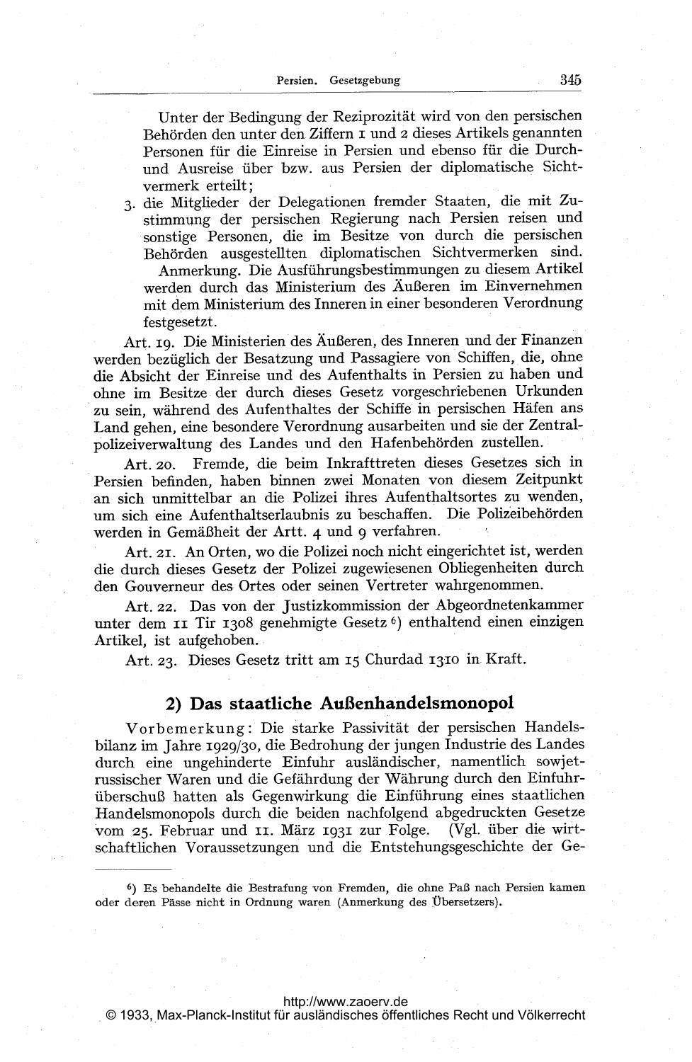Unter der Bedingung der Reziprozität wird von den persischen Behörden den unter den Ziffern 1 und 2 dieses Artikels genannten Personen für die Einreise in Persien und ebenso für die Durch- und Ausreise über bzw. aus Persien der diplomatische Sichtvermerk erteilt;

3. die Mitglieder der Delegationen fremder Staaten, die mit Zustimmung der persischen Regierung nach Persien reisen und sonstige Personen, die im Besitze von durch die persischen Behörden ausgestellten diplomatischen Sichtvermerken sind.

   Anmerkung. Die Ausführungsbestimmungen zu diesem Artikel werden durch das Ministerium des Äußeren im Einvernehmen mit dem Ministerium des Inneren in einer besonderen Verordnung festgesetzt.

Art. 19. Die Ministerien des Äußeren, des Inneren und der Finanzen werden bezüglich der Besatzung und Passagiere von Schiffen, die, ohne die Absicht der Einreise und des Aufenthalts in Persien zu haben und ohne im Besitze der durch dieses Gesetz vorgeschriebenen Urkunden zu sein, während des Aufenthaltes der Schiffe in persischen Häfen ans Land gehen, eine besondere Verordnung ausarbeiten und sie der Zentralpolizeiverwaltung des Landes und den Hafenbehörden zustellen.

Art. 20. Fremde, die beim Inkrafttreten dieses Gesetzes sich in Persien befinden, haben binnen zwei Monaten von diesem Zeitpunkt an sich unmittelbar an die Polizei ihres Aufenthaltsortes zu wenden, um sich eine Aufenthaltserlaubnis zu beschaffen. Die Polizeibehörden werden in Gemäßheit der Artt. 4 und 9 verfahren.

Art. 21. An Orten, wo die Polizei noch nicht eingerichtet ist, werden die durch dieses Gesetz der Polizei zugewiesenen Obliegenheiten durch den Gouverneur des Ortes oder seinen Vertreter wahrgenommen.

Art. 22. Das von der Justizkommission der Abgeordnetenkammer unter dem 11 Tir 1308 genehmigte Gesetz [6]) enthaltend einen einzigen Artikel, ist aufgehoben.

Art. 23. Dieses Gesetz tritt am 15 Churdad 1310 in Kraft.

## 2) Das staatliche Außenhandelsmonopol

Vorbemerkung: Die starke Passivität der persischen Handelsbilanz im Jahre 1929/30, die Bedrohung der jungen Industrie des Landes durch eine ungehinderte Einfuhr ausländischer, namentlich sowjetrussischer Waren und die Gefährdung der Währung durch den Einfuhrüberschuß hatten als Gegenwirkung die Einführung eines staatlichen Handelsmonopols durch die beiden nachfolgend abgedruckten Gesetze vom 25. Februar und 11. März 1931 zur Folge. (Vgl. über die wirtschaftlichen Voraussetzungen und die Entstehungsgeschichte der Ge-

---

[6]) Es behandelte die Bestrafung von Fremden, die ohne Paß nach Persien kamen oder deren Pässe nicht in Ordnung waren (Anmerkung des Übersetzers).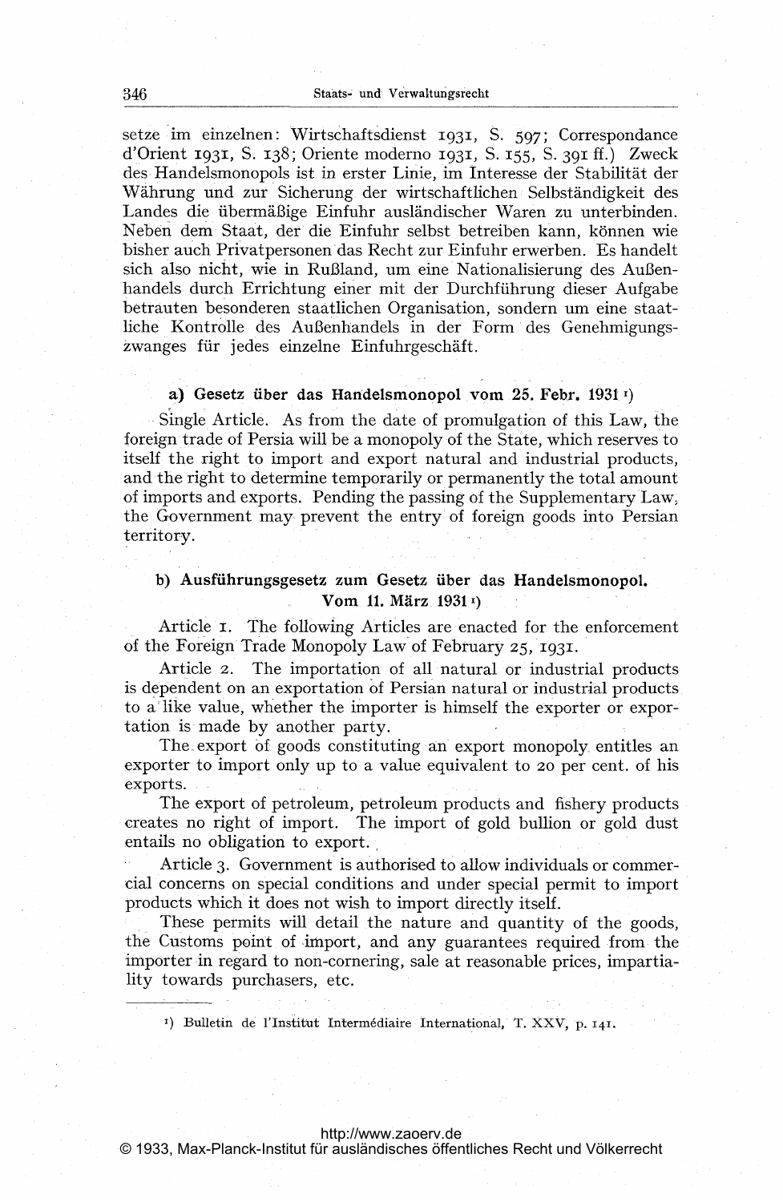setze im einzelnen: Wirtschaftsdienst 1931, S. 597; Correspondance d'Orient 1931, S. 138; Oriente moderno 1931, S. 155, S. 391 ff.) Zweck des Handelsmonopols ist in erster Linie, im Interesse der Stabilität der Währung und zur Sicherung der wirtschaftlichen Selbständigkeit des Landes die übermäßige Einfuhr ausländischer Waren zu unterbinden. Neben dem Staat, der die Einfuhr selbst betreiben kann, können wie bisher auch Privatpersonen das Recht zur Einfuhr erwerben. Es handelt sich also nicht, wie in Rußland, um eine Nationalisierung des Außenhandels durch Errichtung einer mit der Durchführung dieser Aufgabe betrauten besonderen staatlichen Organisation, sondern um eine staatliche Kontrolle des Außenhandels in der Form des Genehmigungszwanges für jedes einzelne Einfuhrgeschäft.

### a) Gesetz über das Handelsmonopol vom 25. Febr. 1931 [1]

Single Article. As from the date of promulgation of this Law, the foreign trade of Persia will be a monopoly of the State, which reserves to itself the right to import and export natural and industrial products, and the right to determine temporarily or permanently the total amount of imports and exports. Pending the passing of the Supplementary Law, the Government may prevent the entry of foreign goods into Persian territory.

### b) Ausführungsgesetz zum Gesetz über das Handelsmonopol. Vom 11. März 1931 [1]

Article 1. The following Articles are enacted for the enforcement of the Foreign Trade Monopoly Law of February 25, 1931.

Article 2. The importation of all natural or industrial products is dependent on an exportation of Persian natural or industrial products to a like value, whether the importer is himself the exporter or exportation is made by another party.

The export of goods constituting an export monopoly entitles an exporter to import only up to a value equivalent to 20 per cent. of his exports.

The export of petroleum, petroleum products and fishery products creates no right of import. The import of gold bullion or gold dust entails no obligation to export.

Article 3. Government is authorised to allow individuals or commercial concerns on special conditions and under special permit to import products which it does not wish to import directly itself.

These permits will detail the nature and quantity of the goods, the Customs point of import, and any guarantees required from the importer in regard to non-cornering, sale at reasonable prices, impartiality towards purchasers, etc.

---

[1]) Bulletin de l'Institut Intermédiaire International, T. XXV, p. 141.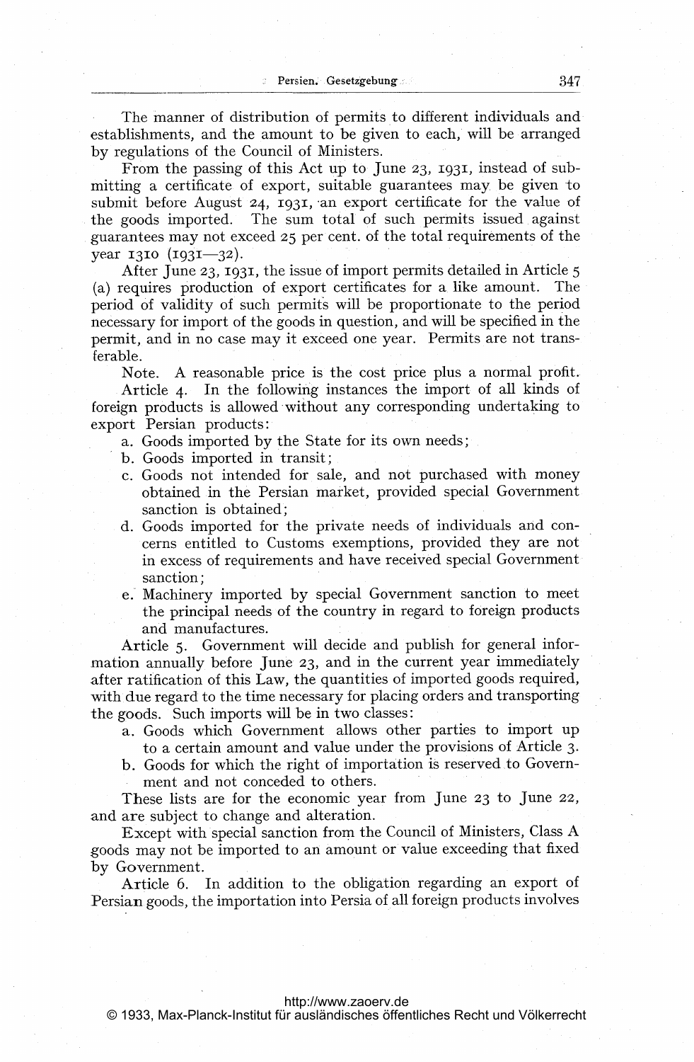The manner of distribution of permits to different individuals and establishments, and the amount to be given to each, will be arranged by regulations of the Council of Ministers.

From the passing of this Act up to June 23, 1931, instead of submitting a certificate of export, suitable guarantees may be given to submit before August 24, 1931, an export certificate for the value of the goods imported. The sum total of such permits issued against guarantees may not exceed 25 per cent. of the total requirements of the year 1310 (1931—32).

After June 23, 1931, the issue of import permits detailed in Article 5 (a) requires production of export certificates for a like amount. The period of validity of such permits will be proportionate to the period necessary for import of the goods in question, and will be specified in the permit, and in no case may it exceed one year. Permits are not transferable.

Note. A reasonable price is the cost price plus a normal profit.

Article 4. In the following instances the import of all kinds of foreign products is allowed without any corresponding undertaking to export Persian products:

a. Goods imported by the State for its own needs;
b. Goods imported in transit;
c. Goods not intended for sale, and not purchased with money obtained in the Persian market, provided special Government sanction is obtained;
d. Goods imported for the private needs of individuals and concerns entitled to Customs exemptions, provided they are not in excess of requirements and have received special Government sanction;
e. Machinery imported by special Government sanction to meet the principal needs of the country in regard to foreign products and manufactures.

Article 5. Government will decide and publish for general information annually before June 23, and in the current year immediately after ratification of this Law, the quantities of imported goods required, with due regard to the time necessary for placing orders and transporting the goods. Such imports will be in two classes:

a. Goods which Government allows other parties to import up to a certain amount and value under the provisions of Article 3.
b. Goods for which the right of importation is reserved to Government and not conceded to others.

These lists are for the economic year from June 23 to June 22, and are subject to change and alteration.

Except with special sanction from the Council of Ministers, Class A goods may not be imported to an amount or value exceeding that fixed by Government.

Article 6. In addition to the obligation regarding an export of Persian goods, the importation into Persia of all foreign products involves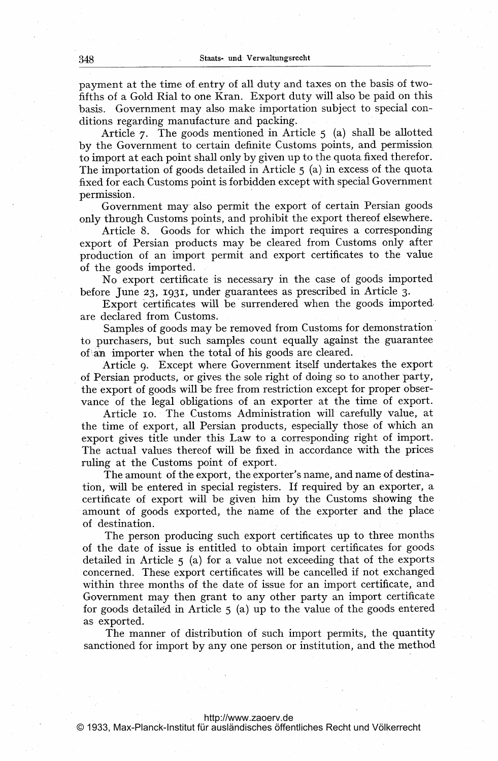payment at the time of entry of all duty and taxes on the basis of two-fifths of a Gold Rial to one Kran. Export duty will also be paid on this basis. Government may also make importation subject to special conditions regarding manufacture and packing.

Article 7. The goods mentioned in Article 5 (a) shall be allotted by the Government to certain definite Customs points, and permission to import at each point shall only by given up to the quota fixed therefor. The importation of goods detailed in Article 5 (a) in excess of the quota fixed for each Customs point is forbidden except with special Government permission.

Government may also permit the export of certain Persian goods only through Customs points, and prohibit the export thereof elsewhere.

Article 8. Goods for which the import requires a corresponding export of Persian products may be cleared from Customs only after production of an import permit and export certificates to the value of the goods imported.

No export certificate is necessary in the case of goods imported before June 23, 1931, under guarantees as prescribed in Article 3.

Export certificates will be surrendered when the goods imported are declared from Customs.

Samples of goods may be removed from Customs for demonstration to purchasers, but such samples count equally against the guarantee of an importer when the total of his goods are cleared.

Article 9. Except where Government itself undertakes the export of Persian products, or gives the sole right of doing so to another party, the export of goods will be free from restriction except for proper observance of the legal obligations of an exporter at the time of export.

Article 10. The Customs Administration will carefully value, at the time of export, all Persian products, especially those of which an export gives title under this Law to a corresponding right of import. The actual values thereof will be fixed in accordance with the prices ruling at the Customs point of export.

The amount of the export, the exporter's name, and name of destination, will be entered in special registers. If required by an exporter, a certificate of export will be given him by the Customs showing the amount of goods exported, the name of the exporter and the place of destination.

The person producing such export certificates up to three months of the date of issue is entitled to obtain import certificates for goods detailed in Article 5 (a) for a value not exceeding that of the exports concerned. These export certificates will be cancelled if not exchanged within three months of the date of issue for an import certificate, and Government may then grant to any other party an import certificate for goods detailed in Article 5 (a) up to the value of the goods entered as exported.

The manner of distribution of such import permits, the quantity sanctioned for import by any one person or institution, and the method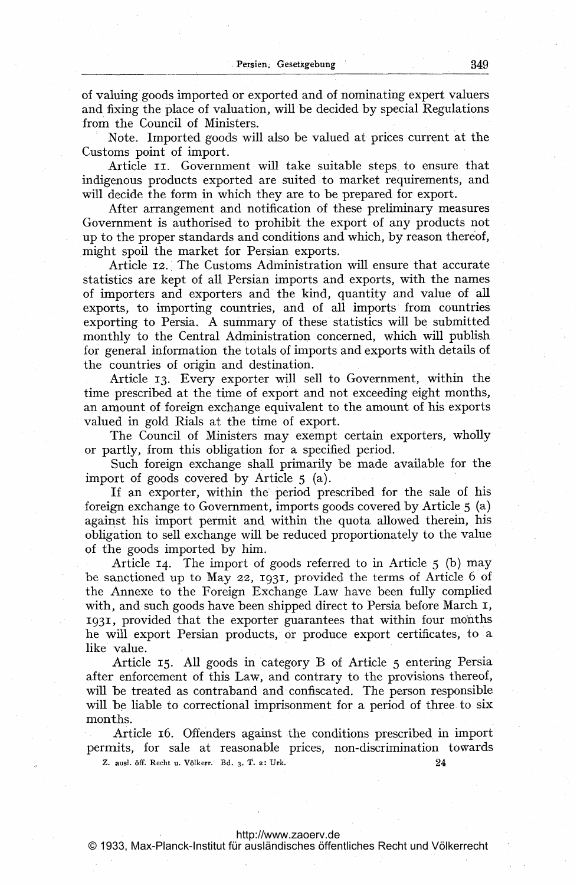of valuing goods imported or exported and of nominating expert valuers and fixing the place of valuation, will be decided by special Regulations from the Council of Ministers.

Note. Imported goods will also be valued at prices current at the Customs point of import.

Article 11. Government will take suitable steps to ensure that indigenous products exported are suited to market requirements, and will decide the form in which they are to be prepared for export.

After arrangement and notification of these preliminary measures Government is authorised to prohibit the export of any products not up to the proper standards and conditions and which, by reason thereof, might spoil the market for Persian exports.

Article 12. The Customs Administration will ensure that accurate statistics are kept of all Persian imports and exports, with the names of importers and exporters and the kind, quantity and value of all exports, to importing countries, and of all imports from countries exporting to Persia. A summary of these statistics will be submitted monthly to the Central Administration concerned, which will publish for general information the totals of imports and exports with details of the countries of origin and destination.

Article 13. Every exporter will sell to Government, within the time prescribed at the time of export and not exceeding eight months, an amount of foreign exchange equivalent to the amount of his exports valued in gold Rials at the time of export.

The Council of Ministers may exempt certain exporters, wholly or partly, from this obligation for a specified period.

Such foreign exchange shall primarily be made available for the import of goods covered by Article 5 (a).

If an exporter, within the period prescribed for the sale of his foreign exchange to Government, imports goods covered by Article 5 (a) against his import permit and within the quota allowed therein, his obligation to sell exchange will be reduced proportionately to the value of the goods imported by him.

Article 14. The import of goods referred to in Article 5 (b) may be sanctioned up to May 22, 1931, provided the terms of Article 6 of the Annexe to the Foreign Exchange Law have been fully complied with, and such goods have been shipped direct to Persia before March 1, 1931, provided that the exporter guarantees that within four months he will export Persian products, or produce export certificates, to a like value.

Article 15. All goods in category B of Article 5 entering Persia after enforcement of this Law, and contrary to the provisions thereof, will be treated as contraband and confiscated. The person responsible will be liable to correctional imprisonment for a period of three to six months.

Article 16. Offenders against the conditions prescribed in import permits, for sale at reasonable prices, non-discrimination towards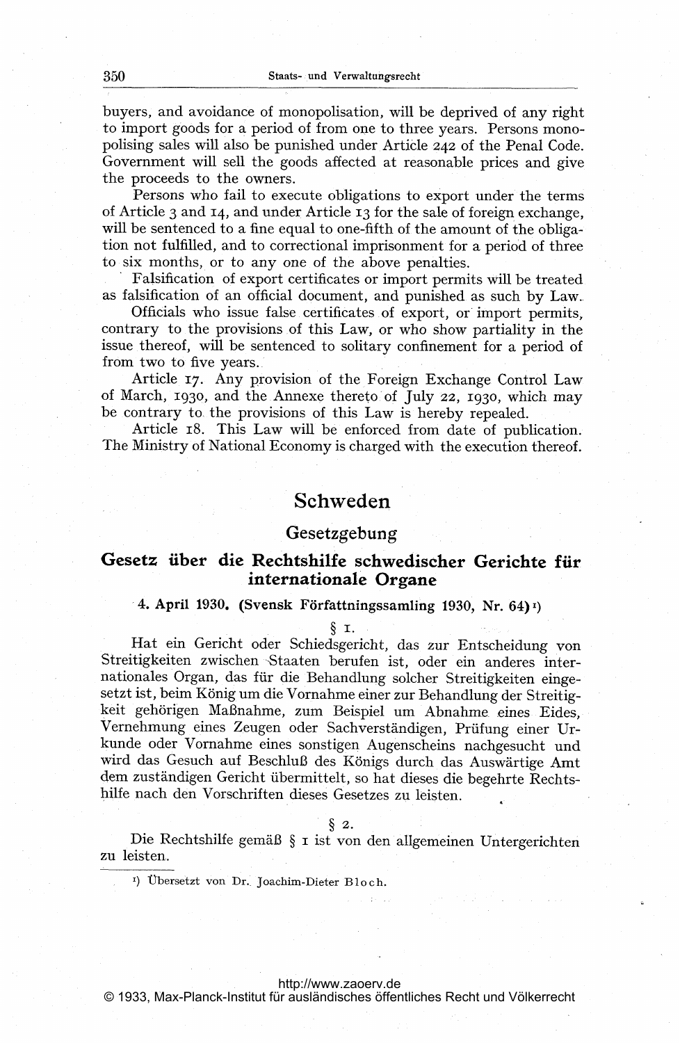buyers, and avoidance of monopolisation, will be deprived of any right to import goods for a period of from one to three years. Persons monopolising sales will also be punished under Article 242 of the Penal Code. Government will sell the goods affected at reasonable prices and give the proceeds to the owners.

Persons who fail to execute obligations to export under the terms of Article 3 and 14, and under Article 13 for the sale of foreign exchange, will be sentenced to a fine equal to one-fifth of the amount of the obligation not fulfilled, and to correctional imprisonment for a period of three to six months, or to any one of the above penalties.

Falsification of export certificates or import permits will be treated as falsification of an official document, and punished as such by Law.

Officials who issue false certificates of export, or import permits, contrary to the provisions of this Law, or who show partiality in the issue thereof, will be sentenced to solitary confinement for a period of from two to five years.

Article 17. Any provision of the Foreign Exchange Control Law of March, 1930, and the Annexe thereto of July 22, 1930, which may be contrary to the provisions of this Law is hereby repealed.

Article 18. This Law will be enforced from date of publication. The Ministry of National Economy is charged with the execution thereof.

# Schweden

## Gesetzgebung

### Gesetz über die Rechtshilfe schwedischer Gerichte für internationale Organe

**4. April 1930. (Svensk Författningssamling 1930, Nr. 64)**[1]

§ 1.

Hat ein Gericht oder Schiedsgericht, das zur Entscheidung von Streitigkeiten zwischen Staaten berufen ist, oder ein anderes internationales Organ, das für die Behandlung solcher Streitigkeiten eingesetzt ist, beim König um die Vornahme einer zur Behandlung der Streitigkeit gehörigen Maßnahme, zum Beispiel um Abnahme eines Eides, Vernehmung eines Zeugen oder Sachverständigen, Prüfung einer Urkunde oder Vornahme eines sonstigen Augenscheins nachgesucht und wird das Gesuch auf Beschluß des Königs durch das Auswärtige Amt dem zuständigen Gericht übermittelt, so hat dieses die begehrte Rechtshilfe nach den Vorschriften dieses Gesetzes zu leisten.

§ 2.

Die Rechtshilfe gemäß § 1 ist von den allgemeinen Untergerichten zu leisten.

[1] Übersetzt von Dr. Joachim-Dieter Bloch.